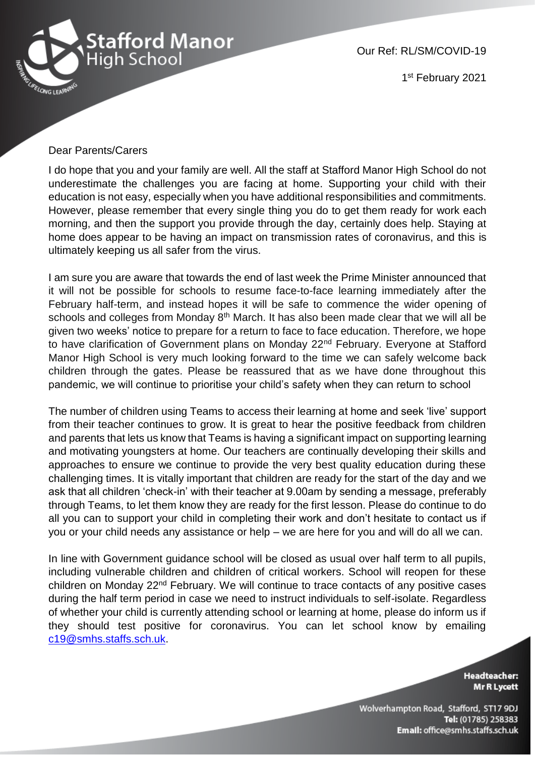Our Ref: RL/SM/COVID-19

1st February 2021

Dear Parents/Carers

I do hope that you and your family are well. All the staff at Stafford Manor High School do not underestimate the challenges you are facing at home. Supporting your child with their education is not easy, especially when you have additional responsibilities and commitments. However, please remember that every single thing you do to get them ready for work each morning, and then the support you provide through the day, certainly does help. Staying at home does appear to be having an impact on transmission rates of coronavirus, and this is ultimately keeping us all safer from the virus.

I am sure you are aware that towards the end of last week the Prime Minister announced that it will not be possible for schools to resume face-to-face learning immediately after the February half-term, and instead hopes it will be safe to commence the wider opening of schools and colleges from Monday 8th March. It has also been made clear that we will all be given two weeks' notice to prepare for a return to face to face education. Therefore, we hope to have clarification of Government plans on Monday 22nd February. Everyone at Stafford Manor High School is very much looking forward to the time we can safely welcome back children through the gates. Please be reassured that as we have done throughout this pandemic, we will continue to prioritise your child's safety when they can return to school

The number of children using Teams to access their learning at home and seek 'live' support from their teacher continues to grow. It is great to hear the positive feedback from children and parents that lets us know that Teams is having a significant impact on supporting learning and motivating youngsters at home. Our teachers are continually developing their skills and approaches to ensure we continue to provide the very best quality education during these challenging times. It is vitally important that children are ready for the start of the day and we ask that all children 'check-in' with their teacher at 9.00am by sending a message, preferably through Teams, to let them know they are ready for the first lesson. Please do continue to do all you can to support your child in completing their work and don't hesitate to contact us if you or your child needs any assistance or help – we are here for you and will do all we can.

In line with Government guidance school will be closed as usual over half term to all pupils, including vulnerable children and children of critical workers. School will reopen for these children on Monday 22nd February. We will continue to trace contacts of any positive cases during the half term period in case we need to instruct individuals to self-isolate. Regardless of whether your child is currently attending school or learning at home, please do inform us if they should test positive for coronavirus. You can let school know by emailing c19@smhs.staffs.sch.uk.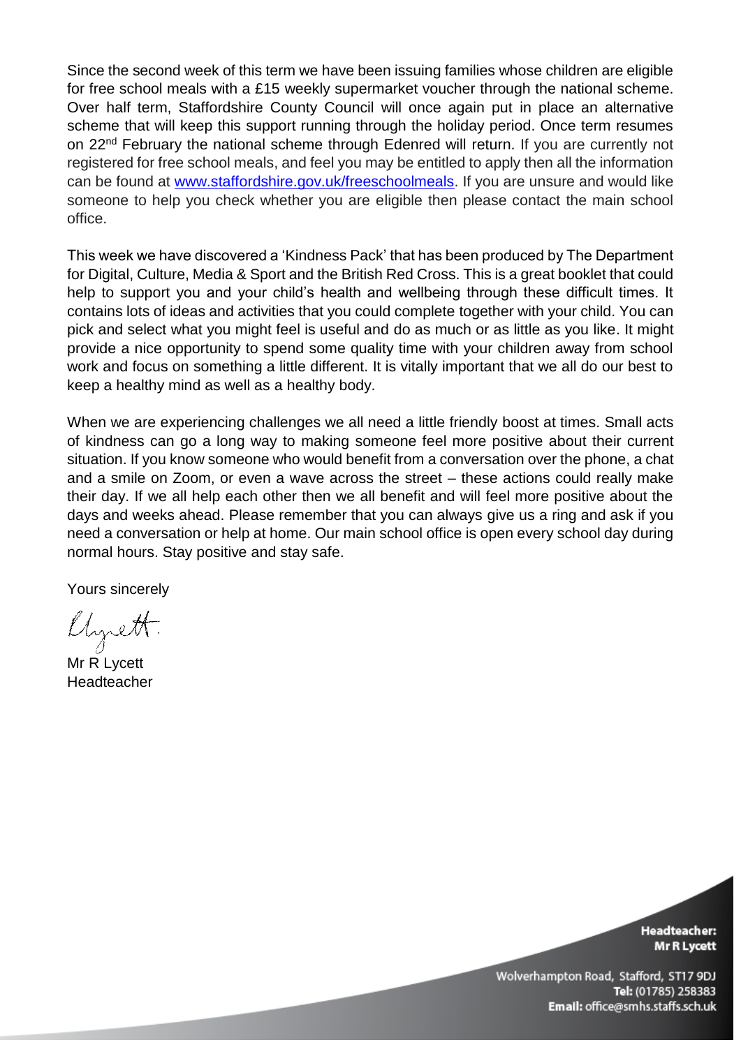Since the second week of this term we have been issuing families whose children are eligible for free school meals with a £15 weekly supermarket voucher through the national scheme. Over half term, Staffordshire County Council will once again put in place an alternative scheme that will keep this support running through the holiday period. Once term resumes on 22nd February the national scheme through Edenred will return. If you are currently not registered for free school meals, and feel you may be entitled to apply then all the information can be found at [www.staffordshire.gov.uk/freeschoolmeals](http://www.staffordshire.gov.uk/freeschoolmeals). If you are unsure and would like someone to help you check whether you are eligible then please contact the main school office.

This week we have discovered a 'Kindness Pack' that has been produced by The Department for Digital, Culture, Media & Sport and the British Red Cross. This is a great booklet that could help to support you and your child's health and wellbeing through these difficult times. It contains lots of ideas and activities that you could complete together with your child. You can pick and select what you might feel is useful and do as much or as little as you like. It might provide a nice opportunity to spend some quality time with your children away from school work and focus on something a little different. It is vitally important that we all do our best to keep a healthy mind as well as a healthy body.

When we are experiencing challenges we all need a little friendly boost at times. Small acts of kindness can go a long way to making someone feel more positive about their current situation. If you know someone who would benefit from a conversation over the phone, a chat and a smile on Zoom, or even a wave across the street – these actions could really make their day. If we all help each other then we all benefit and will feel more positive about the days and weeks ahead. Please remember that you can always give us a ring and ask if you need a conversation or help at home. Our main school office is open every school day during normal hours. Stay positive and stay safe.

Yours sincerely

Mr R Lycett
Headteacher

**Headteacher:**
**Mr R Lycett**

Wolverhampton Road, Stafford, ST17 9DJ
**Tel:** (01785) 258383
**Email:** office@smhs.staffs.sch.uk